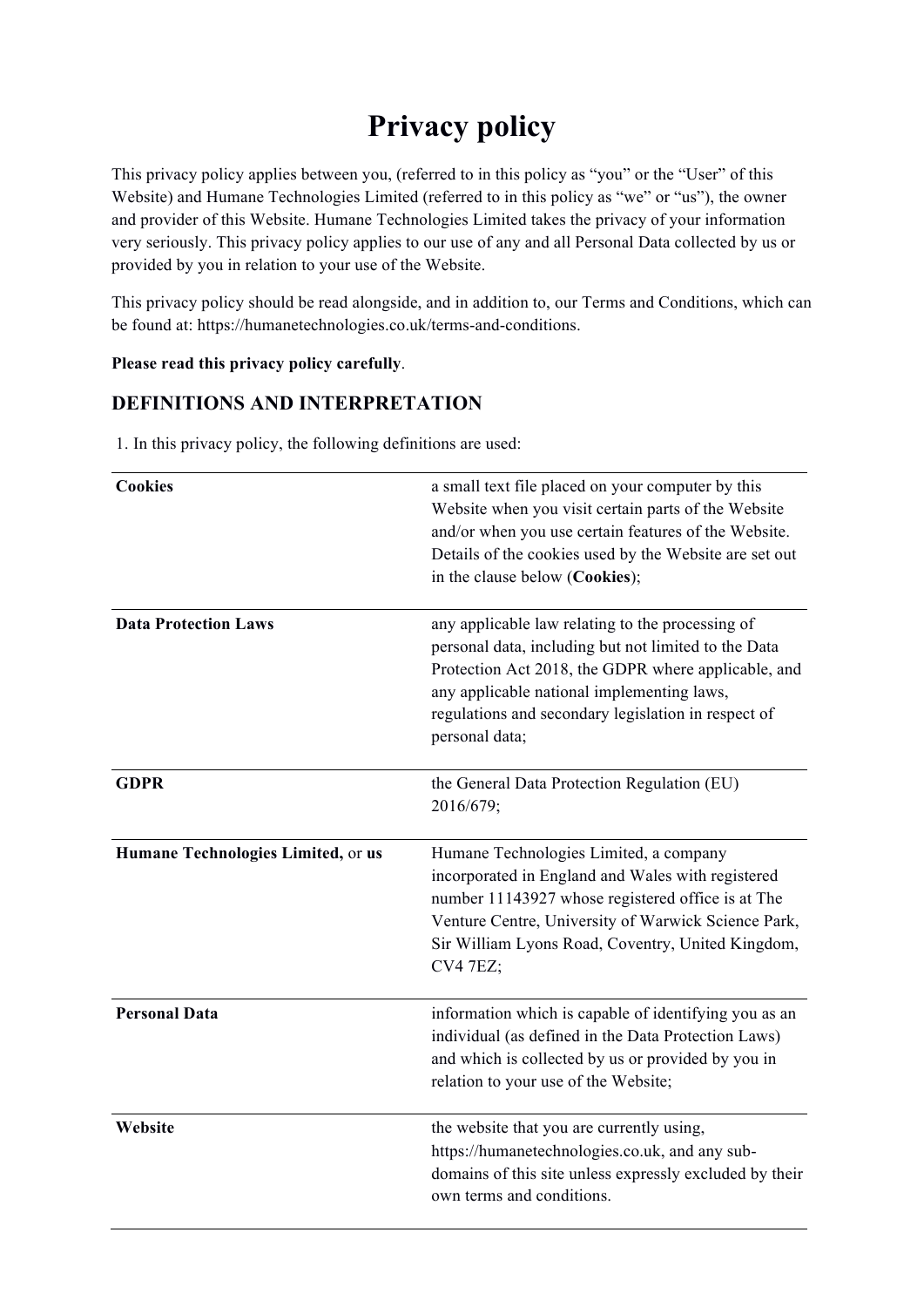# Privacy policy

This privacy policy applies between you, (referred to in this policy as "you" or the "User" of this Website) and Humane Technologies Limited (referred to in this policy as "we" or "us"), the owner and provider of this Website. Humane Technologies Limited takes the privacy of your information very seriously. This privacy policy applies to our use of any and all Personal Data collected by us or provided by you in relation to your use of the Website.

This privacy policy should be read alongside, and in addition to, our Terms and Conditions, which can be found at: https://humanetechnologies.co.uk/terms-and-conditions.

**Please read this privacy policy carefully**.

## DEFINITIONS AND INTERPRETATION

1. In this privacy policy, the following definitions are used:

| | |
|---|---|
| **Cookies** | a small text file placed on your computer by this Website when you visit certain parts of the Website and/or when you use certain features of the Website. Details of the cookies used by the Website are set out in the clause below (**Cookies**); |
| **Data Protection Laws** | any applicable law relating to the processing of personal data, including but not limited to the Data Protection Act 2018, the GDPR where applicable, and any applicable national implementing laws, regulations and secondary legislation in respect of personal data; |
| **GDPR** | the General Data Protection Regulation (EU) 2016/679; |
| **Humane Technologies Limited,** or **us** | Humane Technologies Limited, a company incorporated in England and Wales with registered number 11143927 whose registered office is at The Venture Centre, University of Warwick Science Park, Sir William Lyons Road, Coventry, United Kingdom, CV4 7EZ; |
| **Personal Data** | information which is capable of identifying you as an individual (as defined in the Data Protection Laws) and which is collected by us or provided by you in relation to your use of the Website; |
| **Website** | the website that you are currently using, https://humanetechnologies.co.uk, and any sub-domains of this site unless expressly excluded by their own terms and conditions. |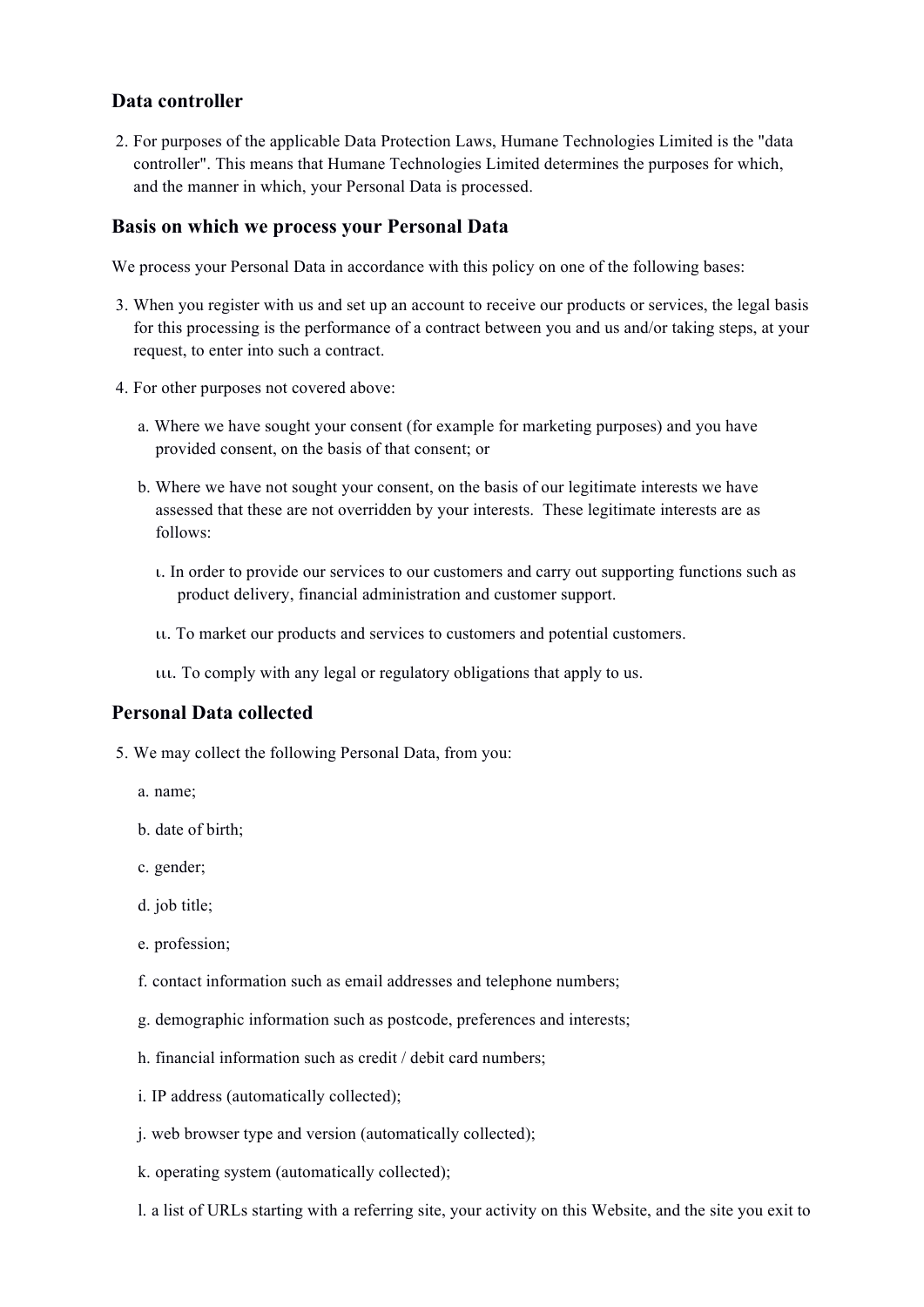### Data controller

2. For purposes of the applicable Data Protection Laws, Humane Technologies Limited is the "data controller". This means that Humane Technologies Limited determines the purposes for which, and the manner in which, your Personal Data is processed.

### Basis on which we process your Personal Data

We process your Personal Data in accordance with this policy on one of the following bases:

3. When you register with us and set up an account to receive our products or services, the legal basis for this processing is the performance of a contract between you and us and/or taking steps, at your request, to enter into such a contract.
4. For other purposes not covered above:
   a. Where we have sought your consent (for example for marketing purposes) and you have provided consent, on the basis of that consent; or
   b. Where we have not sought your consent, on the basis of our legitimate interests we have assessed that these are not overridden by your interests. These legitimate interests are as follows:
      ι. In order to provide our services to our customers and carry out supporting functions such as product delivery, financial administration and customer support.
      ιι. To market our products and services to customers and potential customers.
      ιιι. To comply with any legal or regulatory obligations that apply to us.

### Personal Data collected

5. We may collect the following Personal Data, from you:
   a. name;
   b. date of birth;
   c. gender;
   d. job title;
   e. profession;
   f. contact information such as email addresses and telephone numbers;
   g. demographic information such as postcode, preferences and interests;
   h. financial information such as credit / debit card numbers;
   i. IP address (automatically collected);
   j. web browser type and version (automatically collected);
   k. operating system (automatically collected);
   l. a list of URLs starting with a referring site, your activity on this Website, and the site you exit to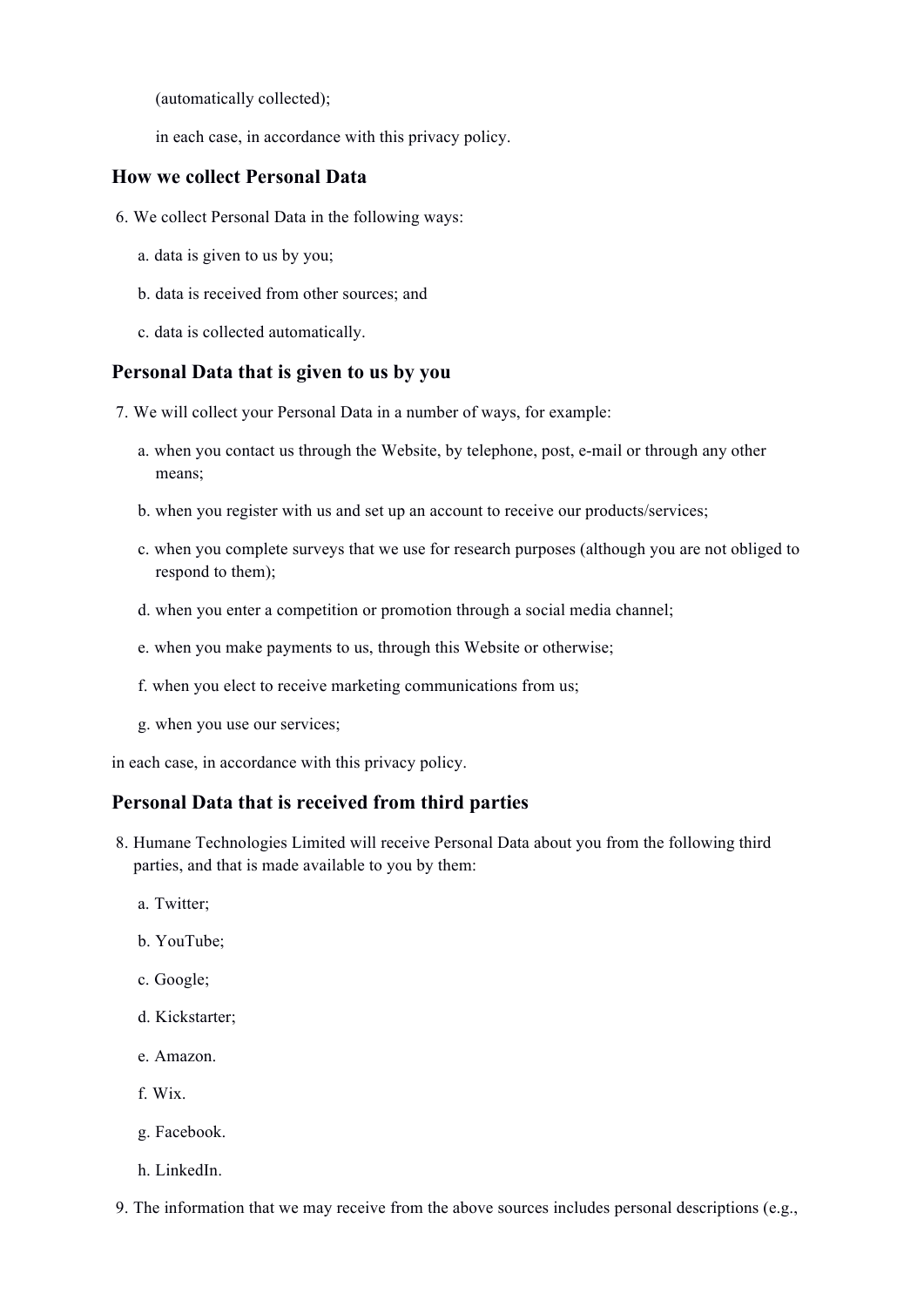(automatically collected);

in each case, in accordance with this privacy policy.

## How we collect Personal Data

6. We collect Personal Data in the following ways:

    a. data is given to us by you;

    b. data is received from other sources; and

    c. data is collected automatically.

## Personal Data that is given to us by you

7. We will collect your Personal Data in a number of ways, for example:

    a. when you contact us through the Website, by telephone, post, e-mail or through any other means;

    b. when you register with us and set up an account to receive our products/services;

    c. when you complete surveys that we use for research purposes (although you are not obliged to respond to them);

    d. when you enter a competition or promotion through a social media channel;

    e. when you make payments to us, through this Website or otherwise;

    f. when you elect to receive marketing communications from us;

    g. when you use our services;

in each case, in accordance with this privacy policy.

## Personal Data that is received from third parties

8. Humane Technologies Limited will receive Personal Data about you from the following third parties, and that is made available to you by them:

    a. Twitter;

    b. YouTube;

    c. Google;

    d. Kickstarter;

    e. Amazon.

    f. Wix.

    g. Facebook.

    h. LinkedIn.

9. The information that we may receive from the above sources includes personal descriptions (e.g.,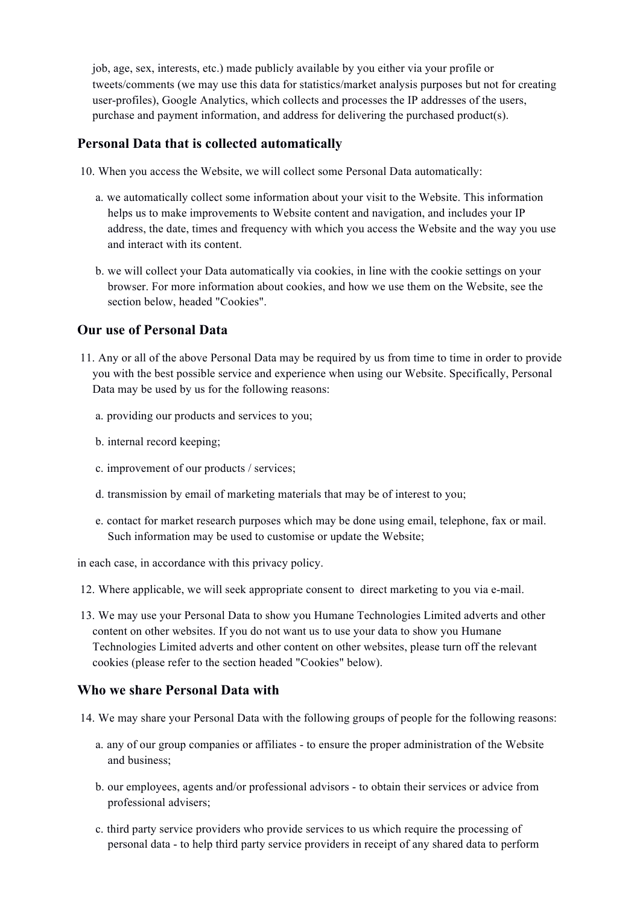job, age, sex, interests, etc.) made publicly available by you either via your profile or tweets/comments (we may use this data for statistics/market analysis purposes but not for creating user-profiles), Google Analytics, which collects and processes the IP addresses of the users, purchase and payment information, and address for delivering the purchased product(s).

### Personal Data that is collected automatically

10. When you access the Website, we will collect some Personal Data automatically:

    a. we automatically collect some information about your visit to the Website. This information helps us to make improvements to Website content and navigation, and includes your IP address, the date, times and frequency with which you access the Website and the way you use and interact with its content.

    b. we will collect your Data automatically via cookies, in line with the cookie settings on your browser. For more information about cookies, and how we use them on the Website, see the section below, headed "Cookies".

### Our use of Personal Data

11. Any or all of the above Personal Data may be required by us from time to time in order to provide you with the best possible service and experience when using our Website. Specifically, Personal Data may be used by us for the following reasons:

    a. providing our products and services to you;

    b. internal record keeping;

    c. improvement of our products / services;

    d. transmission by email of marketing materials that may be of interest to you;

    e. contact for market research purposes which may be done using email, telephone, fax or mail. Such information may be used to customise or update the Website;

in each case, in accordance with this privacy policy.

12. Where applicable, we will seek appropriate consent to direct marketing to you via e-mail.

13. We may use your Personal Data to show you Humane Technologies Limited adverts and other content on other websites. If you do not want us to use your data to show you Humane Technologies Limited adverts and other content on other websites, please turn off the relevant cookies (please refer to the section headed "Cookies" below).

### Who we share Personal Data with

14. We may share your Personal Data with the following groups of people for the following reasons:

    a. any of our group companies or affiliates - to ensure the proper administration of the Website and business;

    b. our employees, agents and/or professional advisors - to obtain their services or advice from professional advisers;

    c. third party service providers who provide services to us which require the processing of personal data - to help third party service providers in receipt of any shared data to perform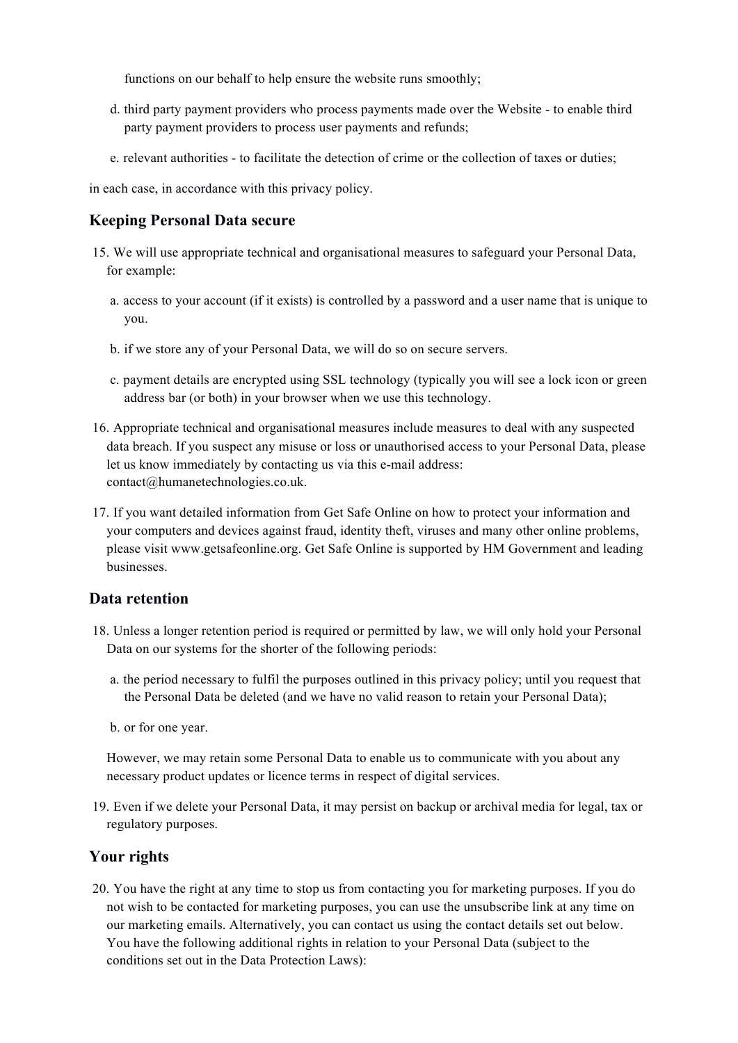functions on our behalf to help ensure the website runs smoothly;

d. third party payment providers who process payments made over the Website - to enable third party payment providers to process user payments and refunds;

e. relevant authorities - to facilitate the detection of crime or the collection of taxes or duties;

in each case, in accordance with this privacy policy.

## Keeping Personal Data secure

15. We will use appropriate technical and organisational measures to safeguard your Personal Data, for example:

    a. access to your account (if it exists) is controlled by a password and a user name that is unique to you.

    b. if we store any of your Personal Data, we will do so on secure servers.

    c. payment details are encrypted using SSL technology (typically you will see a lock icon or green address bar (or both) in your browser when we use this technology.

16. Appropriate technical and organisational measures include measures to deal with any suspected data breach. If you suspect any misuse or loss or unauthorised access to your Personal Data, please let us know immediately by contacting us via this e-mail address: contact@humanetechnologies.co.uk.

17. If you want detailed information from Get Safe Online on how to protect your information and your computers and devices against fraud, identity theft, viruses and many other online problems, please visit www.getsafeonline.org. Get Safe Online is supported by HM Government and leading businesses.

## Data retention

18. Unless a longer retention period is required or permitted by law, we will only hold your Personal Data on our systems for the shorter of the following periods:

    a. the period necessary to fulfil the purposes outlined in this privacy policy; until you request that the Personal Data be deleted (and we have no valid reason to retain your Personal Data);

    b. or for one year.

    However, we may retain some Personal Data to enable us to communicate with you about any necessary product updates or licence terms in respect of digital services.

19. Even if we delete your Personal Data, it may persist on backup or archival media for legal, tax or regulatory purposes.

## Your rights

20. You have the right at any time to stop us from contacting you for marketing purposes. If you do not wish to be contacted for marketing purposes, you can use the unsubscribe link at any time on our marketing emails. Alternatively, you can contact us using the contact details set out below. You have the following additional rights in relation to your Personal Data (subject to the conditions set out in the Data Protection Laws):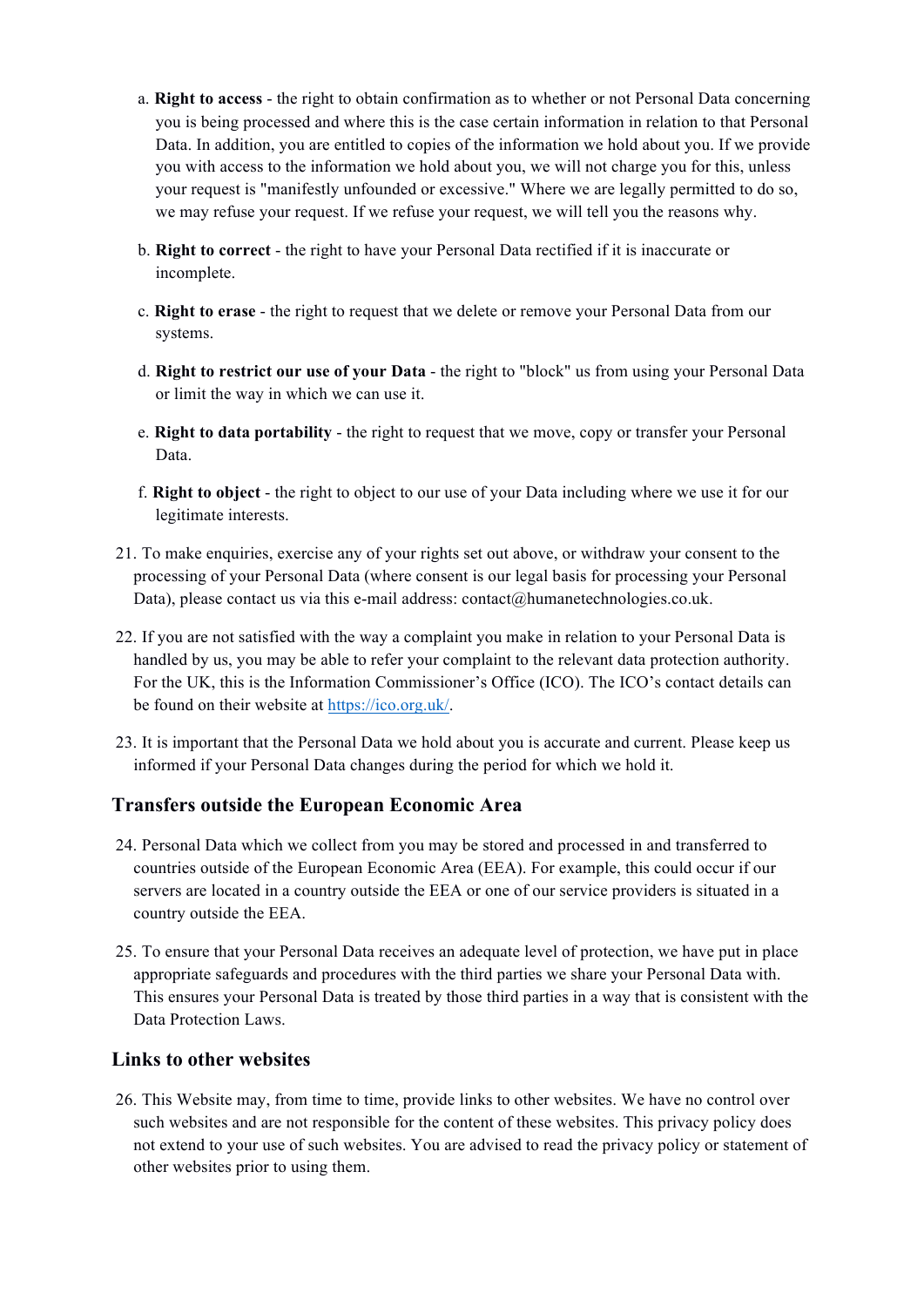a. **Right to access** - the right to obtain confirmation as to whether or not Personal Data concerning you is being processed and where this is the case certain information in relation to that Personal Data. In addition, you are entitled to copies of the information we hold about you. If we provide you with access to the information we hold about you, we will not charge you for this, unless your request is "manifestly unfounded or excessive." Where we are legally permitted to do so, we may refuse your request. If we refuse your request, we will tell you the reasons why.

b. **Right to correct** - the right to have your Personal Data rectified if it is inaccurate or incomplete.

c. **Right to erase** - the right to request that we delete or remove your Personal Data from our systems.

d. **Right to restrict our use of your Data** - the right to "block" us from using your Personal Data or limit the way in which we can use it.

e. **Right to data portability** - the right to request that we move, copy or transfer your Personal Data.

f. **Right to object** - the right to object to our use of your Data including where we use it for our legitimate interests.

21. To make enquiries, exercise any of your rights set out above, or withdraw your consent to the processing of your Personal Data (where consent is our legal basis for processing your Personal Data), please contact us via this e-mail address: contact@humanetechnologies.co.uk.

22. If you are not satisfied with the way a complaint you make in relation to your Personal Data is handled by us, you may be able to refer your complaint to the relevant data protection authority. For the UK, this is the Information Commissioner's Office (ICO). The ICO's contact details can be found on their website at [https://ico.org.uk/](https://ico.org.uk/).

23. It is important that the Personal Data we hold about you is accurate and current. Please keep us informed if your Personal Data changes during the period for which we hold it.

## Transfers outside the European Economic Area

24. Personal Data which we collect from you may be stored and processed in and transferred to countries outside of the European Economic Area (EEA). For example, this could occur if our servers are located in a country outside the EEA or one of our service providers is situated in a country outside the EEA.

25. To ensure that your Personal Data receives an adequate level of protection, we have put in place appropriate safeguards and procedures with the third parties we share your Personal Data with. This ensures your Personal Data is treated by those third parties in a way that is consistent with the Data Protection Laws.

## Links to other websites

26. This Website may, from time to time, provide links to other websites. We have no control over such websites and are not responsible for the content of these websites. This privacy policy does not extend to your use of such websites. You are advised to read the privacy policy or statement of other websites prior to using them.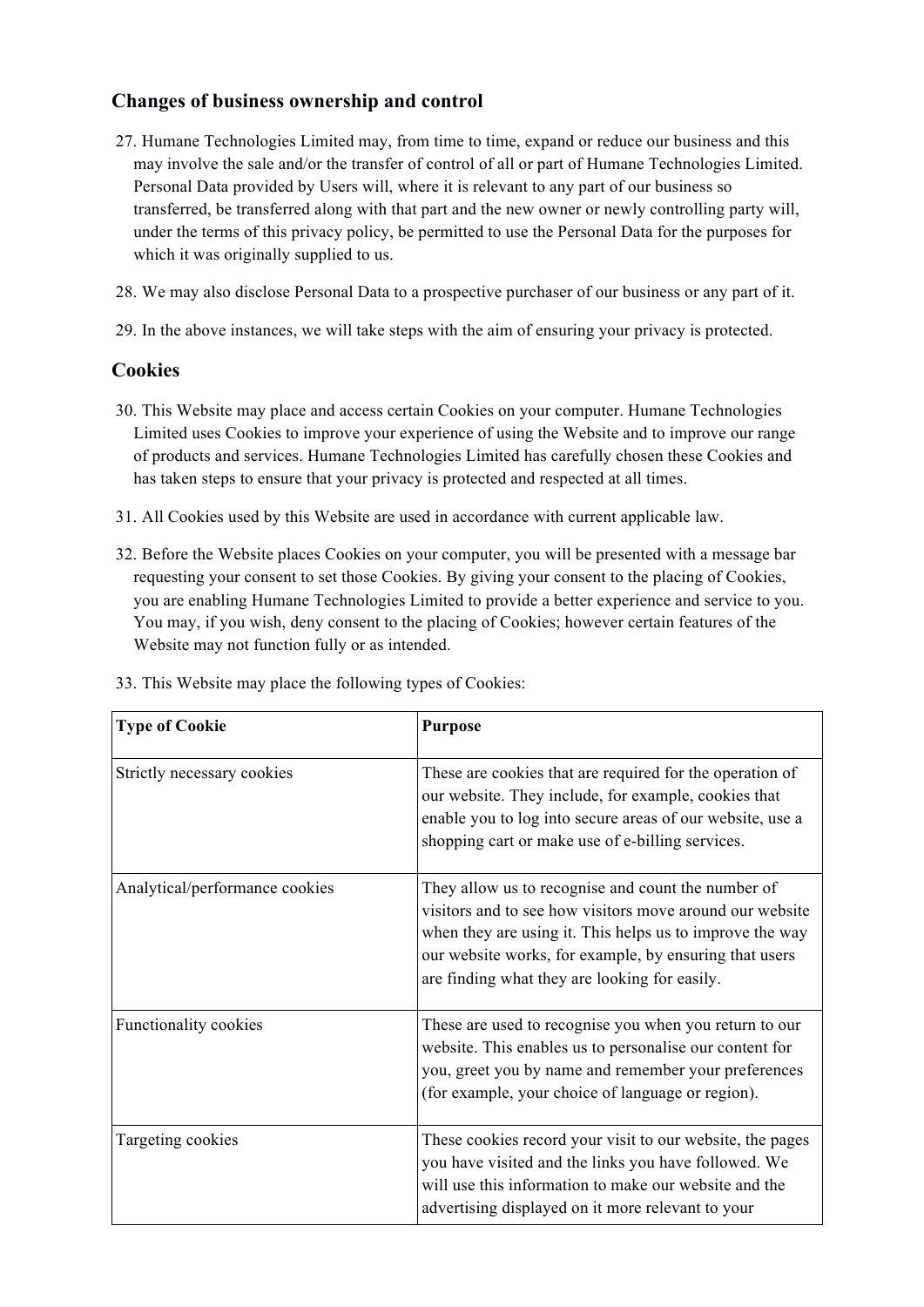## Changes of business ownership and control

27. Humane Technologies Limited may, from time to time, expand or reduce our business and this may involve the sale and/or the transfer of control of all or part of Humane Technologies Limited. Personal Data provided by Users will, where it is relevant to any part of our business so transferred, be transferred along with that part and the new owner or newly controlling party will, under the terms of this privacy policy, be permitted to use the Personal Data for the purposes for which it was originally supplied to us.

28. We may also disclose Personal Data to a prospective purchaser of our business or any part of it.

29. In the above instances, we will take steps with the aim of ensuring your privacy is protected.

## Cookies

30. This Website may place and access certain Cookies on your computer. Humane Technologies Limited uses Cookies to improve your experience of using the Website and to improve our range of products and services. Humane Technologies Limited has carefully chosen these Cookies and has taken steps to ensure that your privacy is protected and respected at all times.

31. All Cookies used by this Website are used in accordance with current applicable law.

32. Before the Website places Cookies on your computer, you will be presented with a message bar requesting your consent to set those Cookies. By giving your consent to the placing of Cookies, you are enabling Humane Technologies Limited to provide a better experience and service to you. You may, if you wish, deny consent to the placing of Cookies; however certain features of the Website may not function fully or as intended.

33. This Website may place the following types of Cookies:

| Type of Cookie | Purpose |
|---|---|
| Strictly necessary cookies | These are cookies that are required for the operation of our website. They include, for example, cookies that enable you to log into secure areas of our website, use a shopping cart or make use of e-billing services. |
| Analytical/performance cookies | They allow us to recognise and count the number of visitors and to see how visitors move around our website when they are using it. This helps us to improve the way our website works, for example, by ensuring that users are finding what they are looking for easily. |
| Functionality cookies | These are used to recognise you when you return to our website. This enables us to personalise our content for you, greet you by name and remember your preferences (for example, your choice of language or region). |
| Targeting cookies | These cookies record your visit to our website, the pages you have visited and the links you have followed. We will use this information to make our website and the advertising displayed on it more relevant to your |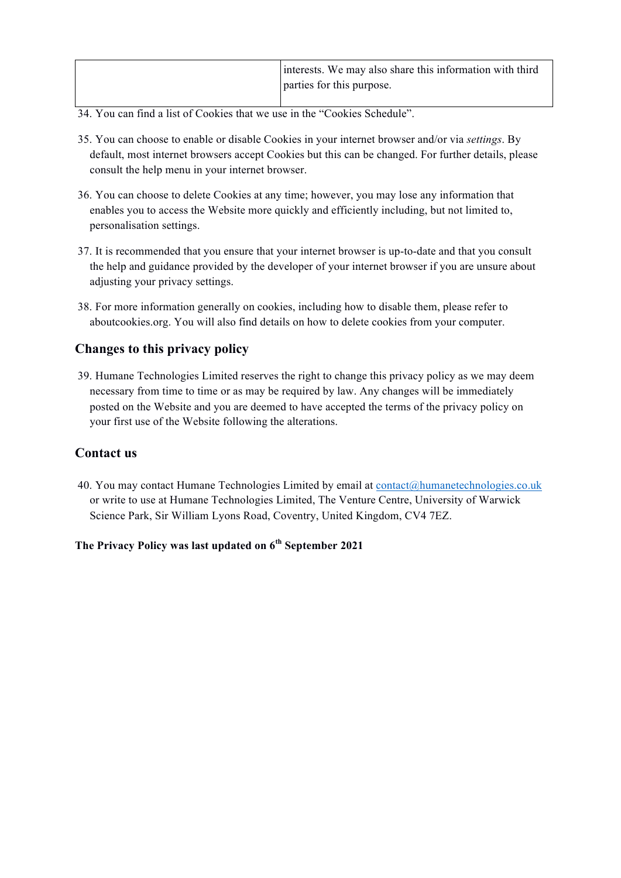| | |
|---|---|
| | interests. We may also share this information with third parties for this purpose. |

34. You can find a list of Cookies that we use in the "Cookies Schedule".

35. You can choose to enable or disable Cookies in your internet browser and/or via *settings*. By default, most internet browsers accept Cookies but this can be changed. For further details, please consult the help menu in your internet browser.

36. You can choose to delete Cookies at any time; however, you may lose any information that enables you to access the Website more quickly and efficiently including, but not limited to, personalisation settings.

37. It is recommended that you ensure that your internet browser is up-to-date and that you consult the help and guidance provided by the developer of your internet browser if you are unsure about adjusting your privacy settings.

38. For more information generally on cookies, including how to disable them, please refer to aboutcookies.org. You will also find details on how to delete cookies from your computer.

## Changes to this privacy policy

39. Humane Technologies Limited reserves the right to change this privacy policy as we may deem necessary from time to time or as may be required by law. Any changes will be immediately posted on the Website and you are deemed to have accepted the terms of the privacy policy on your first use of the Website following the alterations.

## Contact us

40. You may contact Humane Technologies Limited by email at [contact@humanetechnologies.co.uk](mailto:contact@humanetechnologies.co.uk) or write to use at Humane Technologies Limited, The Venture Centre, University of Warwick Science Park, Sir William Lyons Road, Coventry, United Kingdom, CV4 7EZ.

**The Privacy Policy was last updated on 6th September 2021**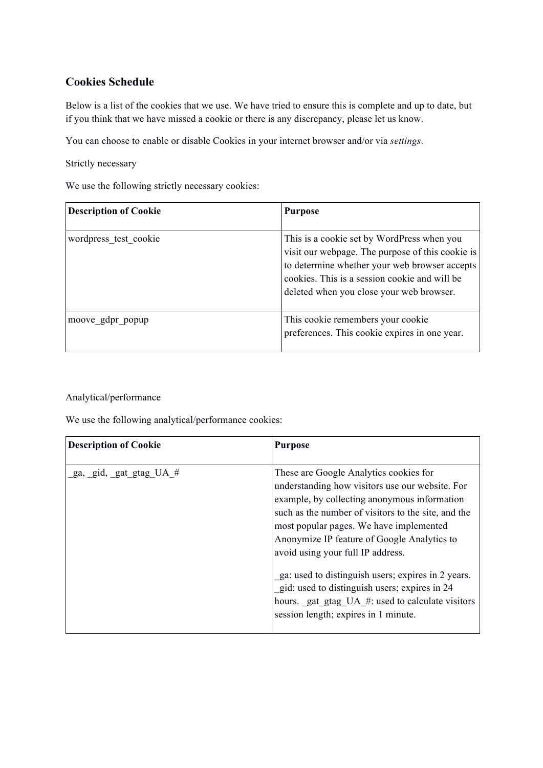## Cookies Schedule

Below is a list of the cookies that we use. We have tried to ensure this is complete and up to date, but if you think that we have missed a cookie or there is any discrepancy, please let us know.

You can choose to enable or disable Cookies in your internet browser and/or via *settings*.

Strictly necessary

We use the following strictly necessary cookies:

| **Description of Cookie** | **Purpose** |
|---|---|
| wordpress_test_cookie | This is a cookie set by WordPress when you visit our webpage. The purpose of this cookie is to determine whether your web browser accepts cookies. This is a session cookie and will be deleted when you close your web browser. |
| moove_gdpr_popup | This cookie remembers your cookie preferences. This cookie expires in one year. |

Analytical/performance

We use the following analytical/performance cookies:

| **Description of Cookie** | **Purpose** |
|---|---|
| _ga, _gid, _gat_gtag_UA_# | These are Google Analytics cookies for understanding how visitors use our website. For example, by collecting anonymous information such as the number of visitors to the site, and the most popular pages. We have implemented Anonymize IP feature of Google Analytics to avoid using your full IP address.<br><br>_ga: used to distinguish users; expires in 2 years. _gid: used to distinguish users; expires in 24 hours. _gat_gtag_UA_#: used to calculate visitors session length; expires in 1 minute. |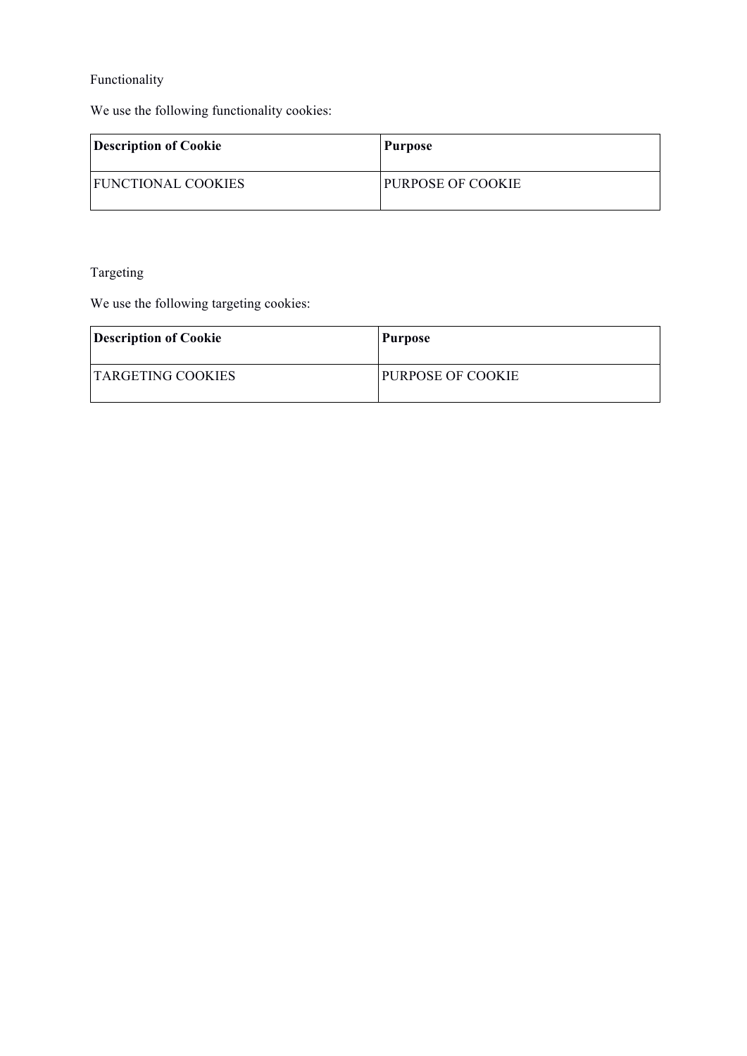Functionality

We use the following functionality cookies:

| **Description of Cookie** | **Purpose** |
|---|---|
| FUNCTIONAL COOKIES | PURPOSE OF COOKIE |

Targeting

We use the following targeting cookies:

| **Description of Cookie** | **Purpose** |
|---|---|
| TARGETING COOKIES | PURPOSE OF COOKIE |